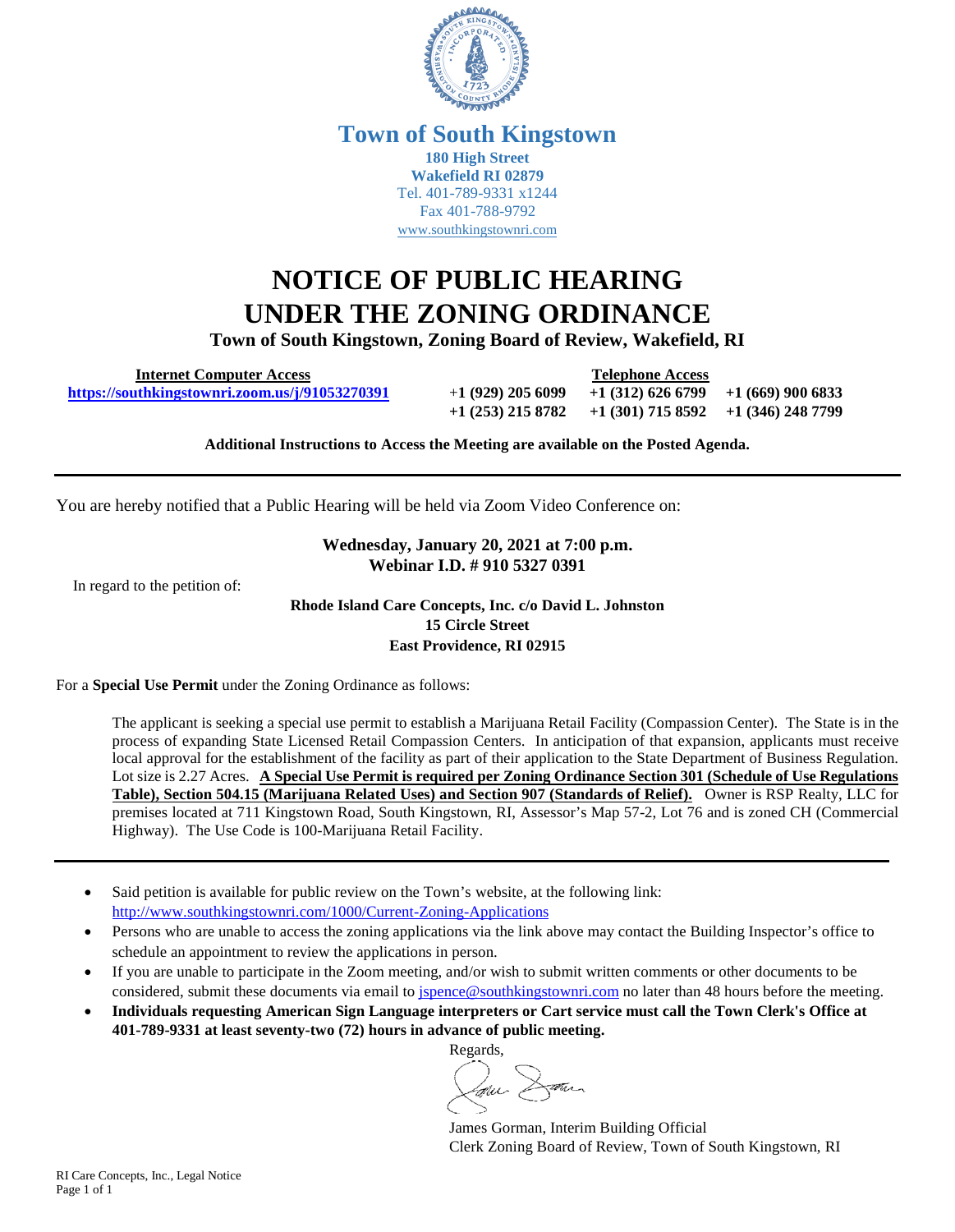# Town of South Kingstown

**180 High Street**
**Wakefield RI 02879**
Tel. 401-789-9331 x1244
Fax 401-788-9792
www.southkingstownri.com

# NOTICE OF PUBLIC HEARING UNDER THE ZONING ORDINANCE

**Town of South Kingstown, Zoning Board of Review, Wakefield, RI**

| Internet Computer Access | Telephone Access | | |
|---|---|---|---|
| **https://southkingstownri.zoom.us/j/91053270391** | **+1 (929) 205 6099** | **+1 (312) 626 6799** | **+1 (669) 900 6833** |
| | **+1 (253) 215 8782** | **+1 (301) 715 8592** | **+1 (346) 248 7799** |

**Additional Instructions to Access the Meeting are available on the Posted Agenda.**

---

You are hereby notified that a Public Hearing will be held via Zoom Video Conference on:

**Wednesday, January 20, 2021 at 7:00 p.m.**
**Webinar I.D. # 910 5327 0391**

In regard to the petition of:

**Rhode Island Care Concepts, Inc. c/o David L. Johnston**
**15 Circle Street**
**East Providence, RI 02915**

For a **Special Use Permit** under the Zoning Ordinance as follows:

The applicant is seeking a special use permit to establish a Marijuana Retail Facility (Compassion Center). The State is in the process of expanding State Licensed Retail Compassion Centers. In anticipation of that expansion, applicants must receive local approval for the establishment of the facility as part of their application to the State Department of Business Regulation. Lot size is 2.27 Acres. **A Special Use Permit is required per Zoning Ordinance Section 301 (Schedule of Use Regulations Table), Section 504.15 (Marijuana Related Uses) and Section 907 (Standards of Relief).** Owner is RSP Realty, LLC for premises located at 711 Kingstown Road, South Kingstown, RI, Assessor's Map 57-2, Lot 76 and is zoned CH (Commercial Highway). The Use Code is 100-Marijuana Retail Facility.

---

- Said petition is available for public review on the Town's website, at the following link: http://www.southkingstownri.com/1000/Current-Zoning-Applications
- Persons who are unable to access the zoning applications via the link above may contact the Building Inspector's office to schedule an appointment to review the applications in person.
- If you are unable to participate in the Zoom meeting, and/or wish to submit written comments or other documents to be considered, submit these documents via email to jspence@southkingstownri.com no later than 48 hours before the meeting.
- **Individuals requesting American Sign Language interpreters or Cart service must call the Town Clerk's Office at 401-789-9331 at least seventy-two (72) hours in advance of public meeting.**

Regards,

James Gorman, Interim Building Official
Clerk Zoning Board of Review, Town of South Kingstown, RI

RI Care Concepts, Inc., Legal Notice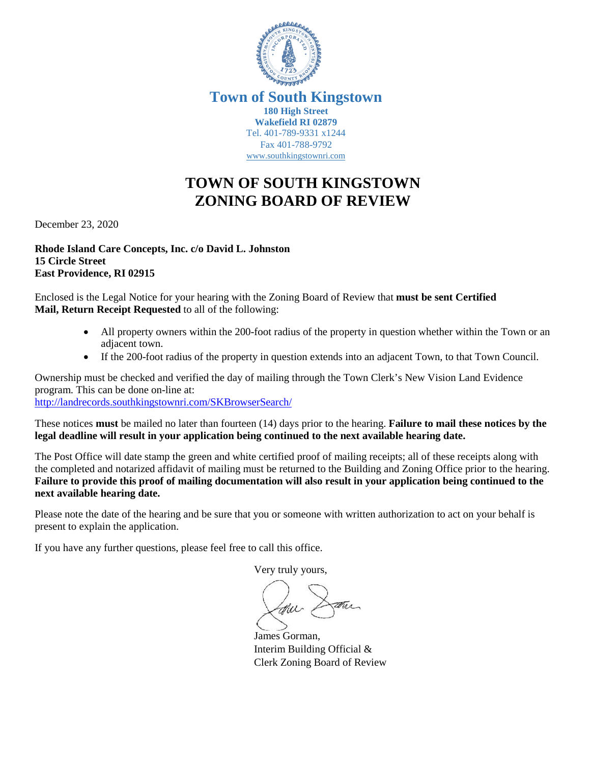**Town of South Kingstown**
**180 High Street**
**Wakefield RI 02879**
Tel. 401-789-9331 x1244
Fax 401-788-9792
www.southkingstownri.com

# TOWN OF SOUTH KINGSTOWN
# ZONING BOARD OF REVIEW

December 23, 2020

**Rhode Island Care Concepts, Inc. c/o David L. Johnston**
**15 Circle Street**
**East Providence, RI 02915**

Enclosed is the Legal Notice for your hearing with the Zoning Board of Review that **must be sent Certified Mail, Return Receipt Requested** to all of the following:

- All property owners within the 200-foot radius of the property in question whether within the Town or an adjacent town.
- If the 200-foot radius of the property in question extends into an adjacent Town, to that Town Council.

Ownership must be checked and verified the day of mailing through the Town Clerk's New Vision Land Evidence program. This can be done on-line at:
http://landrecords.southkingstownri.com/SKBrowserSearch/

These notices **must** be mailed no later than fourteen (14) days prior to the hearing. **Failure to mail these notices by the legal deadline will result in your application being continued to the next available hearing date.**

The Post Office will date stamp the green and white certified proof of mailing receipts; all of these receipts along with the completed and notarized affidavit of mailing must be returned to the Building and Zoning Office prior to the hearing. **Failure to provide this proof of mailing documentation will also result in your application being continued to the next available hearing date.**

Please note the date of the hearing and be sure that you or someone with written authorization to act on your behalf is present to explain the application.

If you have any further questions, please feel free to call this office.

Very truly yours,

James Gorman,
Interim Building Official &
Clerk Zoning Board of Review